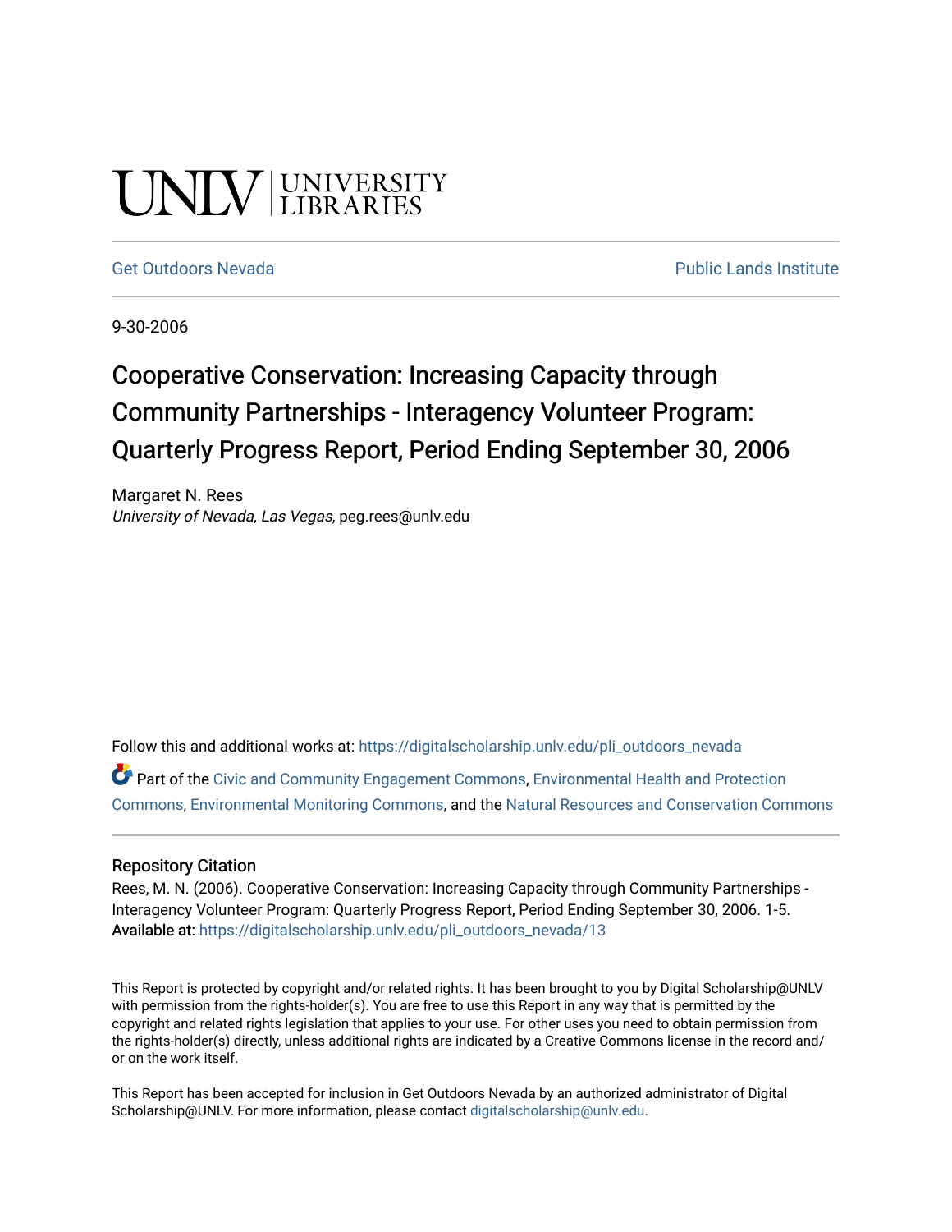UNLV | UNIVERSITY LIBRARIES

Get Outdoors Nevada | Public Lands Institute

9-30-2006

# Cooperative Conservation: Increasing Capacity through Community Partnerships - Interagency Volunteer Program: Quarterly Progress Report, Period Ending September 30, 2006

Margaret N. Rees
*University of Nevada, Las Vegas*, peg.rees@unlv.edu

Follow this and additional works at: https://digitalscholarship.unlv.edu/pli_outdoors_nevada

Part of the Civic and Community Engagement Commons, Environmental Health and Protection Commons, Environmental Monitoring Commons, and the Natural Resources and Conservation Commons

## Repository Citation

Rees, M. N. (2006). Cooperative Conservation: Increasing Capacity through Community Partnerships - Interagency Volunteer Program: Quarterly Progress Report, Period Ending September 30, 2006. 1-5.
**Available at:** https://digitalscholarship.unlv.edu/pli_outdoors_nevada/13

This Report is protected by copyright and/or related rights. It has been brought to you by Digital Scholarship@UNLV with permission from the rights-holder(s). You are free to use this Report in any way that is permitted by the copyright and related rights legislation that applies to your use. For other uses you need to obtain permission from the rights-holder(s) directly, unless additional rights are indicated by a Creative Commons license in the record and/or on the work itself.

This Report has been accepted for inclusion in Get Outdoors Nevada by an authorized administrator of Digital Scholarship@UNLV. For more information, please contact digitalscholarship@unlv.edu.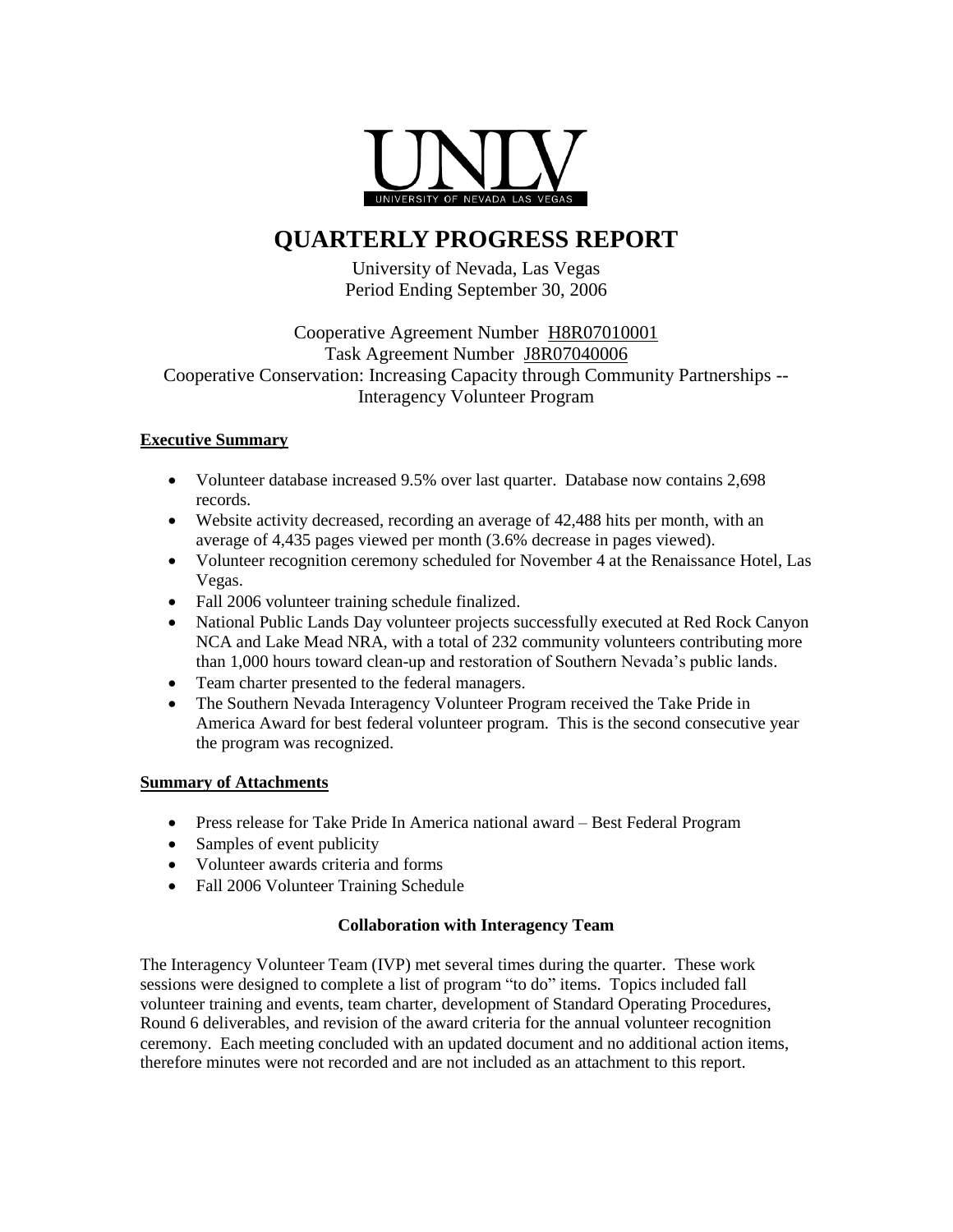UNLV
UNIVERSITY OF NEVADA LAS VEGAS

# QUARTERLY PROGRESS REPORT

University of Nevada, Las Vegas
Period Ending September 30, 2006

Cooperative Agreement Number H8R07010001
Task Agreement Number J8R07040006
Cooperative Conservation: Increasing Capacity through Community Partnerships -- Interagency Volunteer Program

## Executive Summary

- Volunteer database increased 9.5% over last quarter. Database now contains 2,698 records.
- Website activity decreased, recording an average of 42,488 hits per month, with an average of 4,435 pages viewed per month (3.6% decrease in pages viewed).
- Volunteer recognition ceremony scheduled for November 4 at the Renaissance Hotel, Las Vegas.
- Fall 2006 volunteer training schedule finalized.
- National Public Lands Day volunteer projects successfully executed at Red Rock Canyon NCA and Lake Mead NRA, with a total of 232 community volunteers contributing more than 1,000 hours toward clean-up and restoration of Southern Nevada's public lands.
- Team charter presented to the federal managers.
- The Southern Nevada Interagency Volunteer Program received the Take Pride in America Award for best federal volunteer program. This is the second consecutive year the program was recognized.

## Summary of Attachments

- Press release for Take Pride In America national award – Best Federal Program
- Samples of event publicity
- Volunteer awards criteria and forms
- Fall 2006 Volunteer Training Schedule

### Collaboration with Interagency Team

The Interagency Volunteer Team (IVP) met several times during the quarter. These work sessions were designed to complete a list of program "to do" items. Topics included fall volunteer training and events, team charter, development of Standard Operating Procedures, Round 6 deliverables, and revision of the award criteria for the annual volunteer recognition ceremony. Each meeting concluded with an updated document and no additional action items, therefore minutes were not recorded and are not included as an attachment to this report.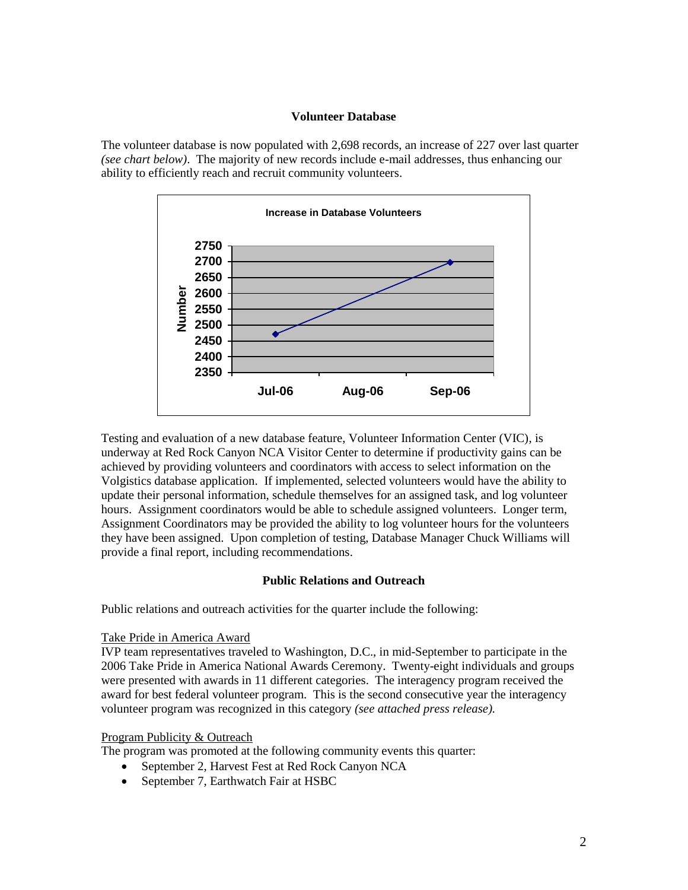## Volunteer Database

The volunteer database is now populated with 2,698 records, an increase of 227 over last quarter *(see chart below)*. The majority of new records include e-mail addresses, thus enhancing our ability to efficiently reach and recruit community volunteers.

Testing and evaluation of a new database feature, Volunteer Information Center (VIC), is underway at Red Rock Canyon NCA Visitor Center to determine if productivity gains can be achieved by providing volunteers and coordinators with access to select information on the Volgistics database application. If implemented, selected volunteers would have the ability to update their personal information, schedule themselves for an assigned task, and log volunteer hours. Assignment coordinators would be able to schedule assigned volunteers. Longer term, Assignment Coordinators may be provided the ability to log volunteer hours for the volunteers they have been assigned. Upon completion of testing, Database Manager Chuck Williams will provide a final report, including recommendations.

## Public Relations and Outreach

Public relations and outreach activities for the quarter include the following:

Take Pride in America Award

IVP team representatives traveled to Washington, D.C., in mid-September to participate in the 2006 Take Pride in America National Awards Ceremony. Twenty-eight individuals and groups were presented with awards in 11 different categories. The interagency program received the award for best federal volunteer program. This is the second consecutive year the interagency volunteer program was recognized in this category *(see attached press release).*

Program Publicity & Outreach

The program was promoted at the following community events this quarter:

- September 2, Harvest Fest at Red Rock Canyon NCA
- September 7, Earthwatch Fair at HSBC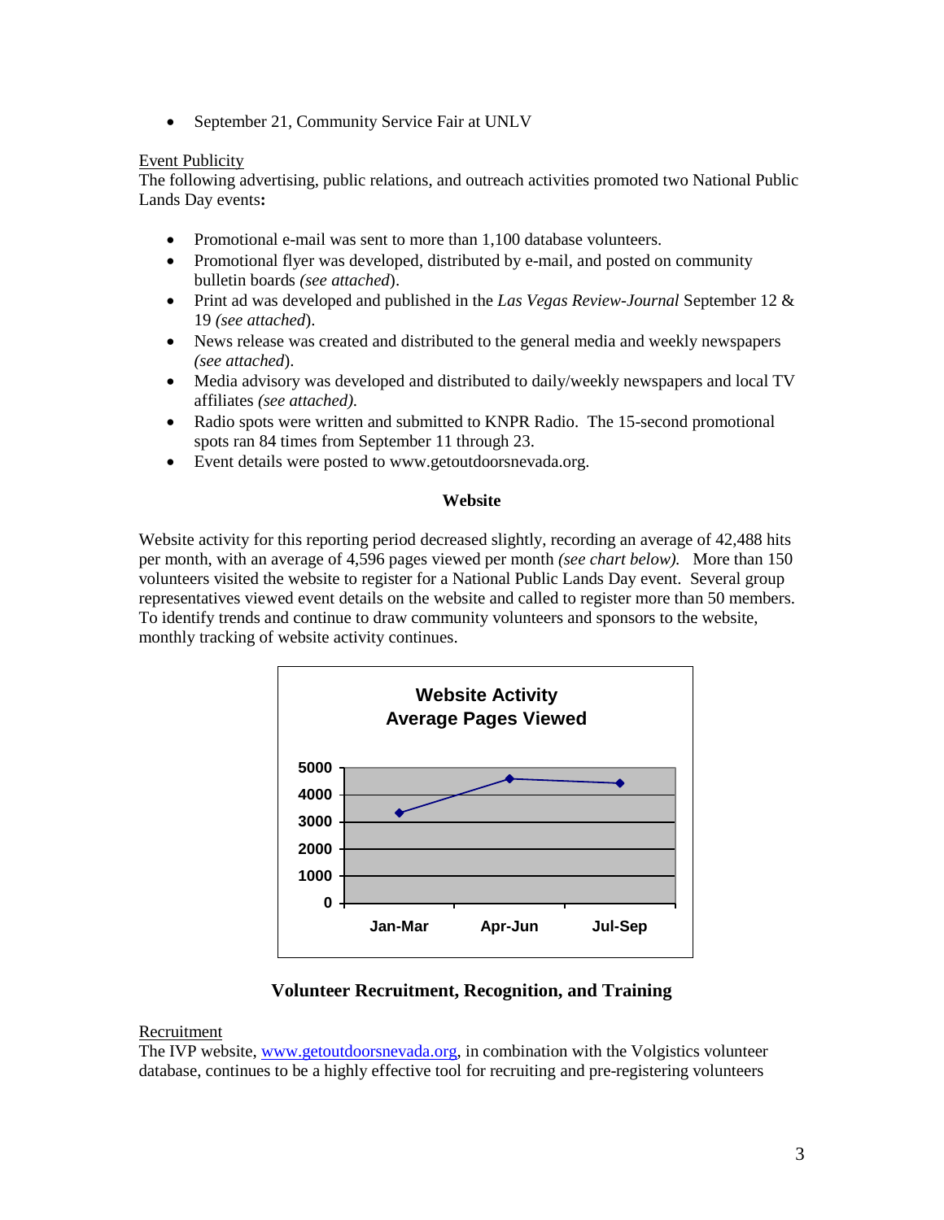- September 21, Community Service Fair at UNLV

Event Publicity

The following advertising, public relations, and outreach activities promoted two National Public Lands Day events**:**

- Promotional e-mail was sent to more than 1,100 database volunteers.
- Promotional flyer was developed, distributed by e-mail, and posted on community bulletin boards *(see attached*).
- Print ad was developed and published in the *Las Vegas Review-Journal* September 12 & 19 *(see attached*).
- News release was created and distributed to the general media and weekly newspapers *(see attached*).
- Media advisory was developed and distributed to daily/weekly newspapers and local TV affiliates *(see attached).*
- Radio spots were written and submitted to KNPR Radio. The 15-second promotional spots ran 84 times from September 11 through 23.
- Event details were posted to www.getoutdoorsnevada.org.

## Website

Website activity for this reporting period decreased slightly, recording an average of 42,488 hits per month, with an average of 4,596 pages viewed per month *(see chart below).* More than 150 volunteers visited the website to register for a National Public Lands Day event. Several group representatives viewed event details on the website and called to register more than 50 members. To identify trends and continue to draw community volunteers and sponsors to the website, monthly tracking of website activity continues.

**Website Activity**
**Average Pages Viewed**

| Period | Average Pages Viewed (approx.) |
|---|---|
| Jan-Mar | ~3,350 |
| Apr-Jun | ~4,600 |
| Jul-Sep | ~4,450 |

## Volunteer Recruitment, Recognition, and Training

Recruitment

The IVP website, www.getoutdoorsnevada.org, in combination with the Volgistics volunteer database, continues to be a highly effective tool for recruiting and pre-registering volunteers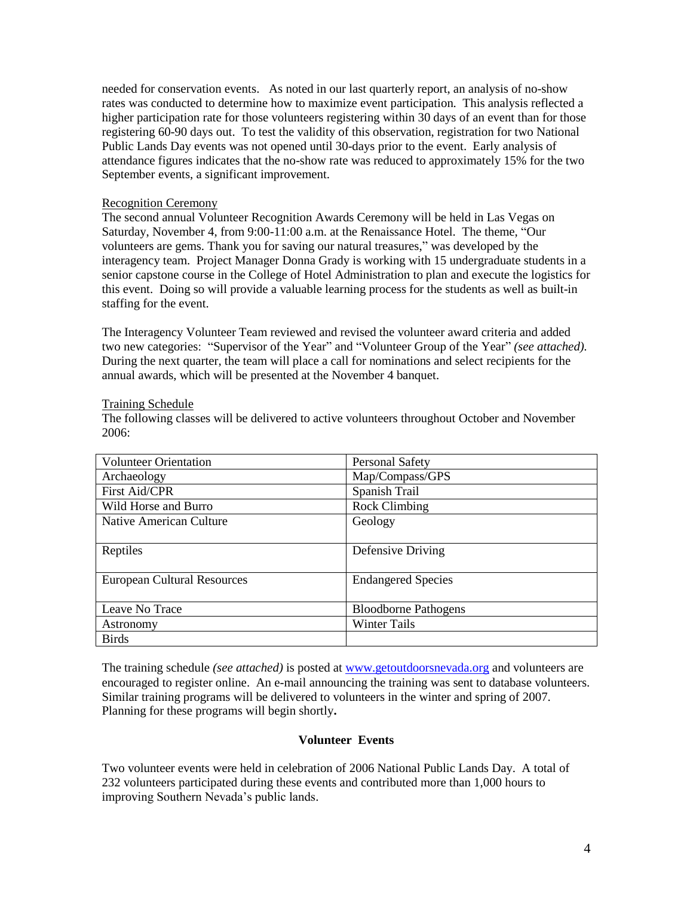needed for conservation events. As noted in our last quarterly report, an analysis of no-show rates was conducted to determine how to maximize event participation. This analysis reflected a higher participation rate for those volunteers registering within 30 days of an event than for those registering 60-90 days out. To test the validity of this observation, registration for two National Public Lands Day events was not opened until 30-days prior to the event. Early analysis of attendance figures indicates that the no-show rate was reduced to approximately 15% for the two September events, a significant improvement.

Recognition Ceremony

The second annual Volunteer Recognition Awards Ceremony will be held in Las Vegas on Saturday, November 4, from 9:00-11:00 a.m. at the Renaissance Hotel. The theme, "Our volunteers are gems. Thank you for saving our natural treasures," was developed by the interagency team. Project Manager Donna Grady is working with 15 undergraduate students in a senior capstone course in the College of Hotel Administration to plan and execute the logistics for this event. Doing so will provide a valuable learning process for the students as well as built-in staffing for the event.

The Interagency Volunteer Team reviewed and revised the volunteer award criteria and added two new categories: "Supervisor of the Year" and "Volunteer Group of the Year" *(see attached).* During the next quarter, the team will place a call for nominations and select recipients for the annual awards, which will be presented at the November 4 banquet.

Training Schedule

The following classes will be delivered to active volunteers throughout October and November 2006:

| | |
|---|---|
| Volunteer Orientation | Personal Safety |
| Archaeology | Map/Compass/GPS |
| First Aid/CPR | Spanish Trail |
| Wild Horse and Burro | Rock Climbing |
| Native American Culture | Geology |
| Reptiles | Defensive Driving |
| European Cultural Resources | Endangered Species |
| Leave No Trace | Bloodborne Pathogens |
| Astronomy | Winter Tails |
| Birds | |

The training schedule *(see attached)* is posted at www.getoutdoorsnevada.org and volunteers are encouraged to register online. An e-mail announcing the training was sent to database volunteers. Similar training programs will be delivered to volunteers in the winter and spring of 2007. Planning for these programs will begin shortly.

### Volunteer Events

Two volunteer events were held in celebration of 2006 National Public Lands Day. A total of 232 volunteers participated during these events and contributed more than 1,000 hours to improving Southern Nevada's public lands.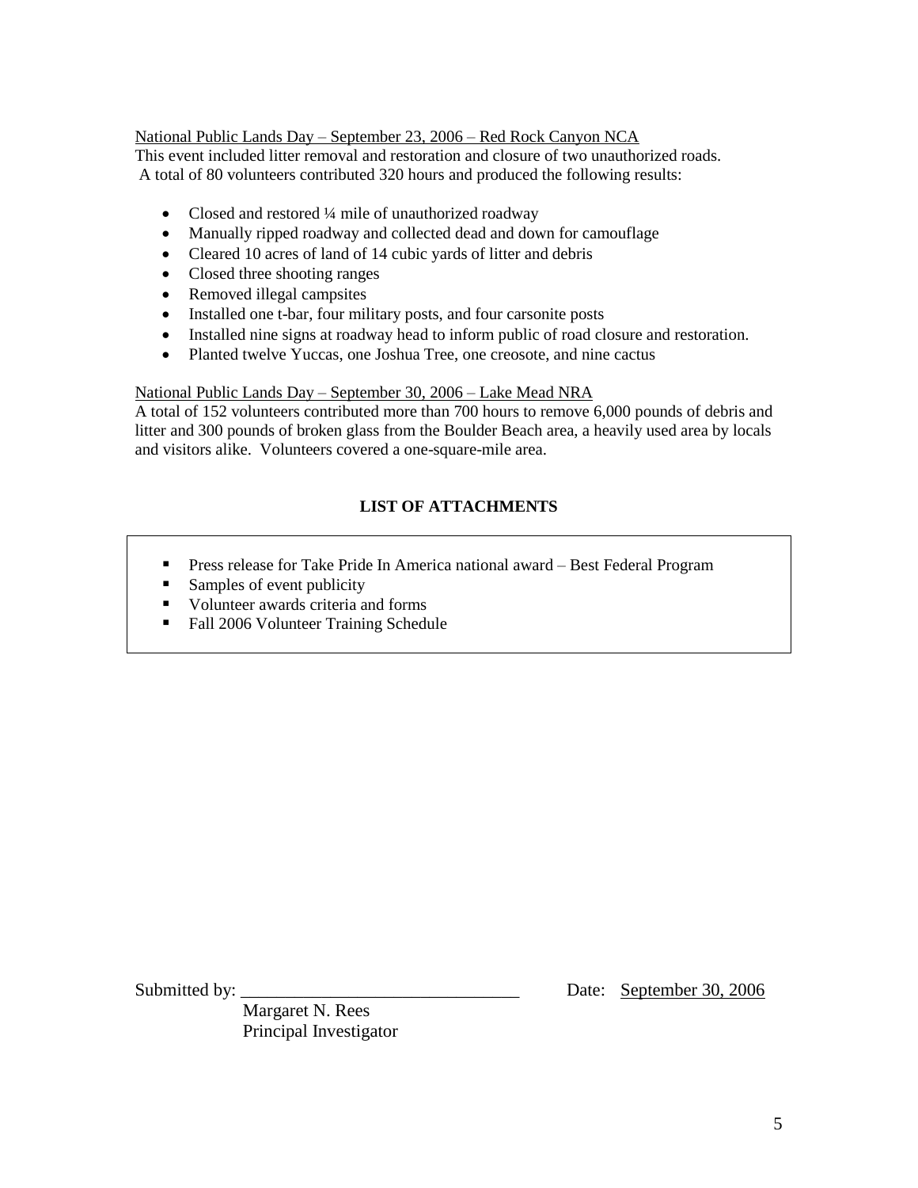<u>National Public Lands Day – September 23, 2006 – Red Rock Canyon NCA</u>

This event included litter removal and restoration and closure of two unauthorized roads. A total of 80 volunteers contributed 320 hours and produced the following results:

- Closed and restored ¼ mile of unauthorized roadway
- Manually ripped roadway and collected dead and down for camouflage
- Cleared 10 acres of land of 14 cubic yards of litter and debris
- Closed three shooting ranges
- Removed illegal campsites
- Installed one t-bar, four military posts, and four carsonite posts
- Installed nine signs at roadway head to inform public of road closure and restoration.
- Planted twelve Yuccas, one Joshua Tree, one creosote, and nine cactus

<u>National Public Lands Day – September 30, 2006 – Lake Mead NRA</u>

A total of 152 volunteers contributed more than 700 hours to remove 6,000 pounds of debris and litter and 300 pounds of broken glass from the Boulder Beach area, a heavily used area by locals and visitors alike. Volunteers covered a one-square-mile area.

**LIST OF ATTACHMENTS**

- Press release for Take Pride In America national award – Best Federal Program
- Samples of event publicity
- Volunteer awards criteria and forms
- Fall 2006 Volunteer Training Schedule

Submitted by: _______________________________ Date: <u>September 30, 2006</u>

Margaret N. Rees
Principal Investigator